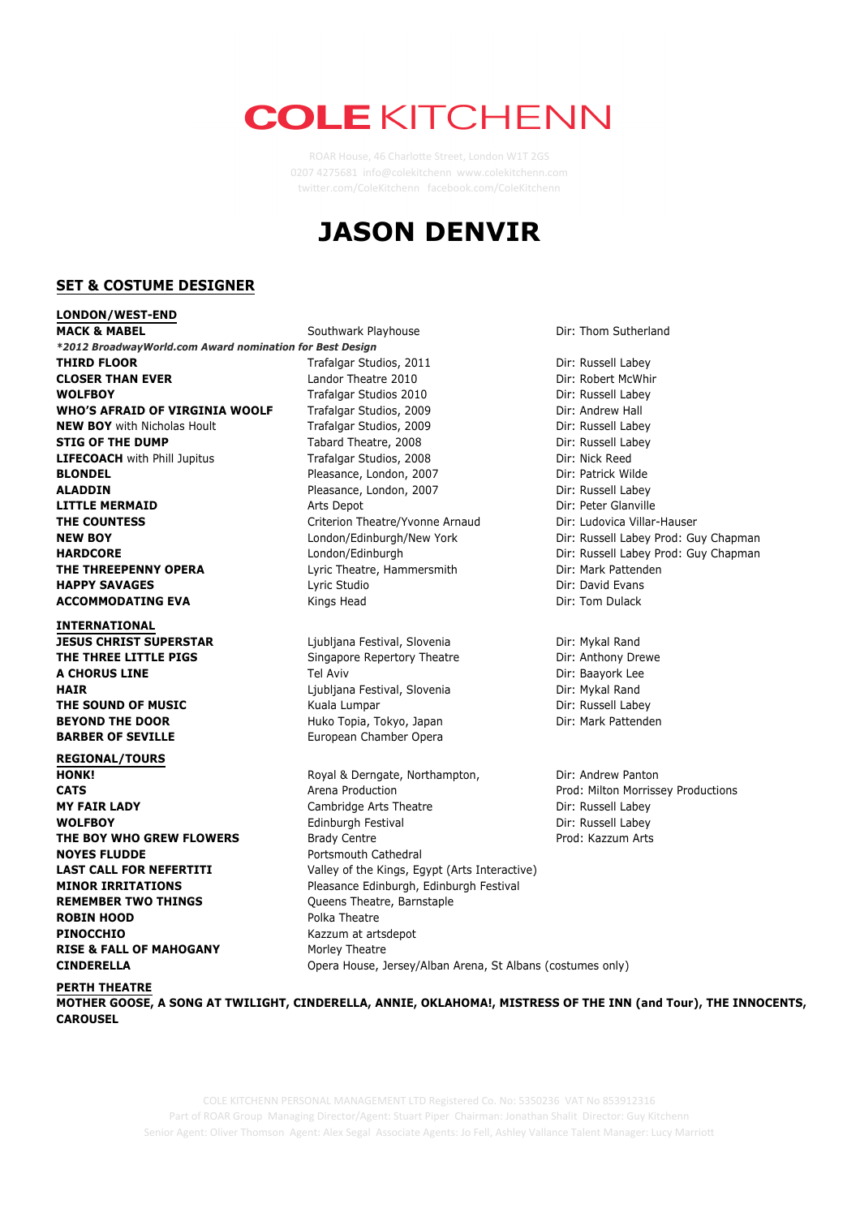# COLE KITCHENN

ROAR House, 46 Charlotte Street, London W1T 2GS
0207 4275681 info@colekitchenn www.colekitchenn.com
twitter.com/ColeKitchenn facebook.com/ColeKitchenn

# JASON DENVIR

## SET & COSTUME DESIGNER

### LONDON/WEST-END

| | | |
|---|---|---|
| **MACK & MABEL** | Southwark Playhouse | Dir: Thom Sutherland |
| ***2012 BroadwayWorld.com Award nomination for Best Design** | | |
| **THIRD FLOOR** | Trafalgar Studios, 2011 | Dir: Russell Labey |
| **CLOSER THAN EVER** | Landor Theatre 2010 | Dir: Robert McWhir |
| **WOLFBOY** | Trafalgar Studios 2010 | Dir: Russell Labey |
| **WHO'S AFRAID OF VIRGINIA WOOLF** | Trafalgar Studios, 2009 | Dir: Andrew Hall |
| **NEW BOY** with Nicholas Hoult | Trafalgar Studios, 2009 | Dir: Russell Labey |
| **STIG OF THE DUMP** | Tabard Theatre, 2008 | Dir: Russell Labey |
| **LIFECOACH** with Phill Jupitus | Trafalgar Studios, 2008 | Dir: Nick Reed |
| **BLONDEL** | Pleasance, London, 2007 | Dir: Patrick Wilde |
| **ALADDIN** | Pleasance, London, 2007 | Dir: Russell Labey |
| **LITTLE MERMAID** | Arts Depot | Dir: Peter Glanville |
| **THE COUNTESS** | Criterion Theatre/Yvonne Arnaud | Dir: Ludovica Villar-Hauser |
| **NEW BOY** | London/Edinburgh/New York | Dir: Russell Labey Prod: Guy Chapman |
| **HARDCORE** | London/Edinburgh | Dir: Russell Labey Prod: Guy Chapman |
| **THE THREEPENNY OPERA** | Lyric Theatre, Hammersmith | Dir: Mark Pattenden |
| **HAPPY SAVAGES** | Lyric Studio | Dir: David Evans |
| **ACCOMMODATING EVA** | Kings Head | Dir: Tom Dulack |

### INTERNATIONAL

| | | |
|---|---|---|
| **JESUS CHRIST SUPERSTAR** | Ljubljana Festival, Slovenia | Dir: Mykal Rand |
| **THE THREE LITTLE PIGS** | Singapore Repertory Theatre | Dir: Anthony Drewe |
| **A CHORUS LINE** | Tel Aviv | Dir: Baayork Lee |
| **HAIR** | Ljubljana Festival, Slovenia | Dir: Mykal Rand |
| **THE SOUND OF MUSIC** | Kuala Lumpar | Dir: Russell Labey |
| **BEYOND THE DOOR** | Huko Topia, Tokyo, Japan | Dir: Mark Pattenden |
| **BARBER OF SEVILLE** | European Chamber Opera | |

### REGIONAL/TOURS

| | | |
|---|---|---|
| **HONK!** | Royal & Derngate, Northampton, | Dir: Andrew Panton |
| **CATS** | Arena Production | Prod: Milton Morrissey Productions |
| **MY FAIR LADY** | Cambridge Arts Theatre | Dir: Russell Labey |
| **WOLFBOY** | Edinburgh Festival | Dir: Russell Labey |
| **THE BOY WHO GREW FLOWERS** | Brady Centre | Prod: Kazzum Arts |
| **NOYES FLUDDE** | Portsmouth Cathedral | |
| **LAST CALL FOR NEFERTITI** | Valley of the Kings, Egypt (Arts Interactive) | |
| **MINOR IRRITATIONS** | Pleasance Edinburgh, Edinburgh Festival | |
| **REMEMBER TWO THINGS** | Queens Theatre, Barnstaple | |
| **ROBIN HOOD** | Polka Theatre | |
| **PINOCCHIO** | Kazzum at artsdepot | |
| **RISE & FALL OF MAHOGANY** | Morley Theatre | |
| **CINDERELLA** | Opera House, Jersey/Alban Arena, St Albans (costumes only) | |

### PERTH THEATRE

**MOTHER GOOSE, A SONG AT TWILIGHT, CINDERELLA, ANNIE, OKLAHOMA!, MISTRESS OF THE INN (and Tour), THE INNOCENTS, CAROUSEL**

COLE KITCHENN PERSONAL MANAGEMENT LTD Registered Co. No: 5350236 VAT No 853912316
Part of ROAR Group Managing Director/Agent: Stuart Piper Chairman: Jonathan Shalit Director: Guy Kitchenn
Senior Agent: Oliver Thomson Agent: Alex Segal Associate Agents: Jo Fell, Ashley Vallance Talent Manager: Lucy Marriott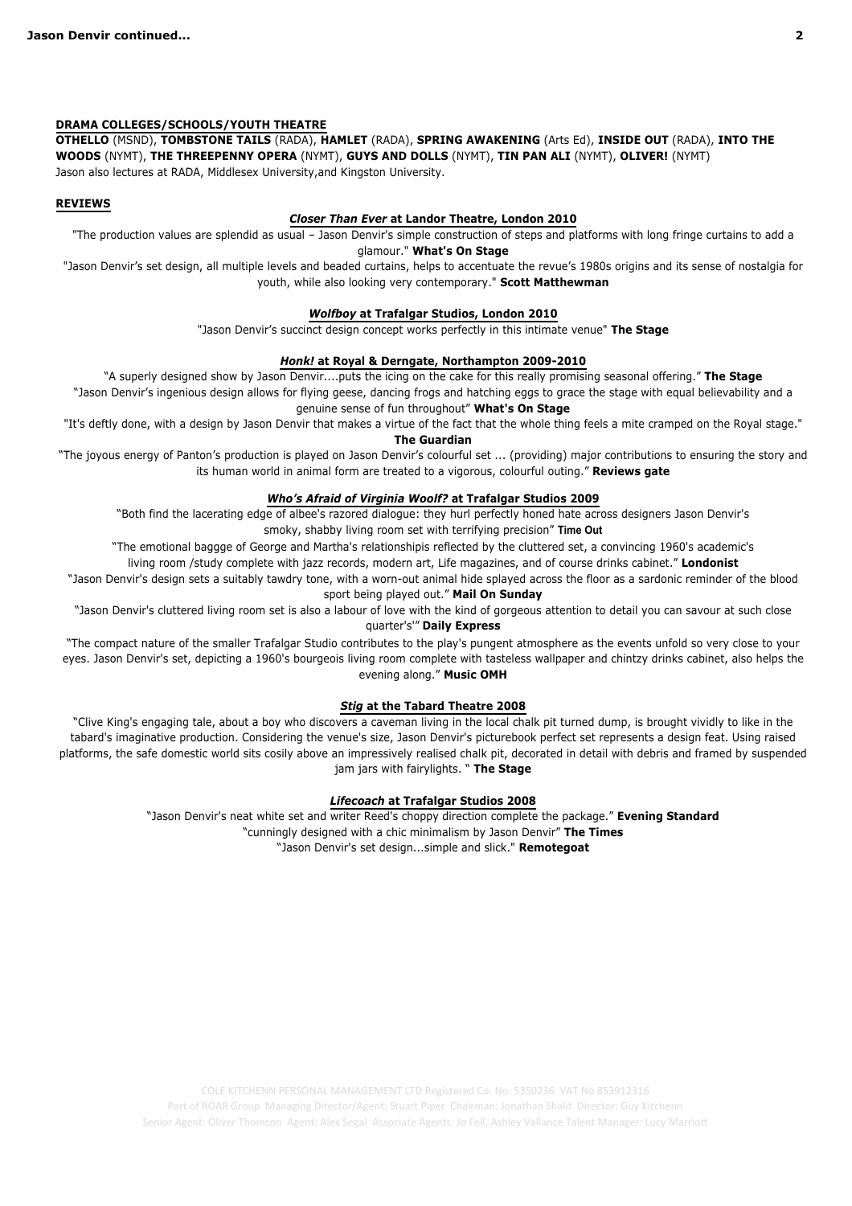## DRAMA COLLEGES/SCHOOLS/YOUTH THEATRE

**OTHELLO** (MSND), **TOMBSTONE TAILS** (RADA), **HAMLET** (RADA), **SPRING AWAKENING** (Arts Ed), **INSIDE OUT** (RADA), **INTO THE WOODS** (NYMT), **THE THREEPENNY OPERA** (NYMT), **GUYS AND DOLLS** (NYMT), **TIN PAN ALI** (NYMT), **OLIVER!** (NYMT)
Jason also lectures at RADA, Middlesex University,and Kingston University.

## REVIEWS

### *Closer Than Ever* at Landor Theatre, London 2010

"The production values are splendid as usual – Jason Denvir's simple construction of steps and platforms with long fringe curtains to add a glamour." **What's On Stage**

"Jason Denvir's set design, all multiple levels and beaded curtains, helps to accentuate the revue's 1980s origins and its sense of nostalgia for youth, while also looking very contemporary." **Scott Matthewman**

### *Wolfboy* at Trafalgar Studios, London 2010

"Jason Denvir's succinct design concept works perfectly in this intimate venue" **The Stage**

### *Honk!* at Royal & Derngate, Northampton 2009-2010

"A superly designed show by Jason Denvir....puts the icing on the cake for this really promising seasonal offering." **The Stage**

"Jason Denvir's ingenious design allows for flying geese, dancing frogs and hatching eggs to grace the stage with equal believability and a genuine sense of fun throughout" **What's On Stage**

"It's deftly done, with a design by Jason Denvir that makes a virtue of the fact that the whole thing feels a mite cramped on the Royal stage." **The Guardian**

"The joyous energy of Panton's production is played on Jason Denvir's colourful set ... (providing) major contributions to ensuring the story and its human world in animal form are treated to a vigorous, colourful outing." **Reviews gate**

### *Who's Afraid of Virginia Woolf?* at Trafalgar Studios 2009

"Both find the lacerating edge of albee's razored dialogue: they hurl perfectly honed hate across designers Jason Denvir's smoky, shabby living room set with terrifying precision" **Time Out**

"The emotional baggge of George and Martha's relationshipis reflected by the cluttered set, a convincing 1960's academic's living room /study complete with jazz records, modern art, Life magazines, and of course drinks cabinet." **Londonist**

"Jason Denvir's design sets a suitably tawdry tone, with a worn-out animal hide splayed across the floor as a sardonic reminder of the blood sport being played out." **Mail On Sunday**

"Jason Denvir's cluttered living room set is also a labour of love with the kind of gorgeous attention to detail you can savour at such close quarter's'" **Daily Express**

"The compact nature of the smaller Trafalgar Studio contributes to the play's pungent atmosphere as the events unfold so very close to your eyes. Jason Denvir's set, depicting a 1960's bourgeois living room complete with tasteless wallpaper and chintzy drinks cabinet, also helps the evening along." **Music OMH**

### *Stig* at the Tabard Theatre 2008

"Clive King's engaging tale, about a boy who discovers a caveman living in the local chalk pit turned dump, is brought vividly to like in the tabard's imaginative production. Considering the venue's size, Jason Denvir's picturebook perfect set represents a design feat. Using raised platforms, the safe domestic world sits cosily above an impressively realised chalk pit, decorated in detail with debris and framed by suspended jam jars with fairylights. " **The Stage**

### *Lifecoach* at Trafalgar Studios 2008

"Jason Denvir's neat white set and writer Reed's choppy direction complete the package." **Evening Standard**

"cunningly designed with a chic minimalism by Jason Denvir" **The Times**

"Jason Denvir's set design...simple and slick." **Remotegoat**